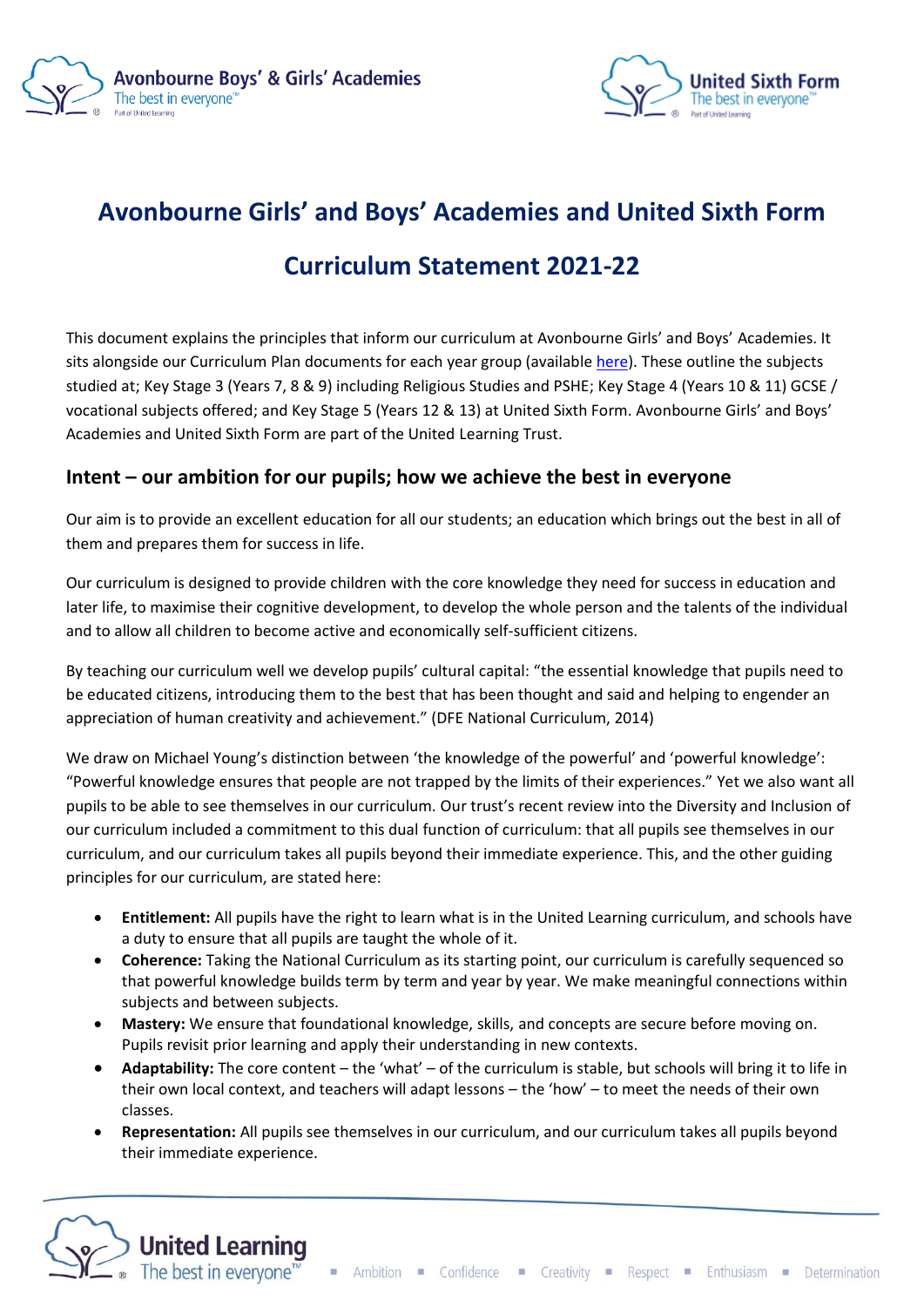# Avonbourne Girls' and Boys' Academies and United Sixth Form

# Curriculum Statement 2021-22

This document explains the principles that inform our curriculum at Avonbourne Girls' and Boys' Academies. It sits alongside our Curriculum Plan documents for each year group (available here). These outline the subjects studied at; Key Stage 3 (Years 7, 8 & 9) including Religious Studies and PSHE; Key Stage 4 (Years 10 & 11) GCSE / vocational subjects offered; and Key Stage 5 (Years 12 & 13) at United Sixth Form. Avonbourne Girls' and Boys' Academies and United Sixth Form are part of the United Learning Trust.

## Intent – our ambition for our pupils; how we achieve the best in everyone

Our aim is to provide an excellent education for all our students; an education which brings out the best in all of them and prepares them for success in life.

Our curriculum is designed to provide children with the core knowledge they need for success in education and later life, to maximise their cognitive development, to develop the whole person and the talents of the individual and to allow all children to become active and economically self-sufficient citizens.

By teaching our curriculum well we develop pupils' cultural capital: "the essential knowledge that pupils need to be educated citizens, introducing them to the best that has been thought and said and helping to engender an appreciation of human creativity and achievement." (DFE National Curriculum, 2014)

We draw on Michael Young's distinction between 'the knowledge of the powerful' and 'powerful knowledge': "Powerful knowledge ensures that people are not trapped by the limits of their experiences." Yet we also want all pupils to be able to see themselves in our curriculum. Our trust's recent review into the Diversity and Inclusion of our curriculum included a commitment to this dual function of curriculum: that all pupils see themselves in our curriculum, and our curriculum takes all pupils beyond their immediate experience. This, and the other guiding principles for our curriculum, are stated here:

- **Entitlement:** All pupils have the right to learn what is in the United Learning curriculum, and schools have a duty to ensure that all pupils are taught the whole of it.
- **Coherence:** Taking the National Curriculum as its starting point, our curriculum is carefully sequenced so that powerful knowledge builds term by term and year by year. We make meaningful connections within subjects and between subjects.
- **Mastery:** We ensure that foundational knowledge, skills, and concepts are secure before moving on. Pupils revisit prior learning and apply their understanding in new contexts.
- **Adaptability:** The core content – the 'what' – of the curriculum is stable, but schools will bring it to life in their own local context, and teachers will adapt lessons – the 'how' – to meet the needs of their own classes.
- **Representation:** All pupils see themselves in our curriculum, and our curriculum takes all pupils beyond their immediate experience.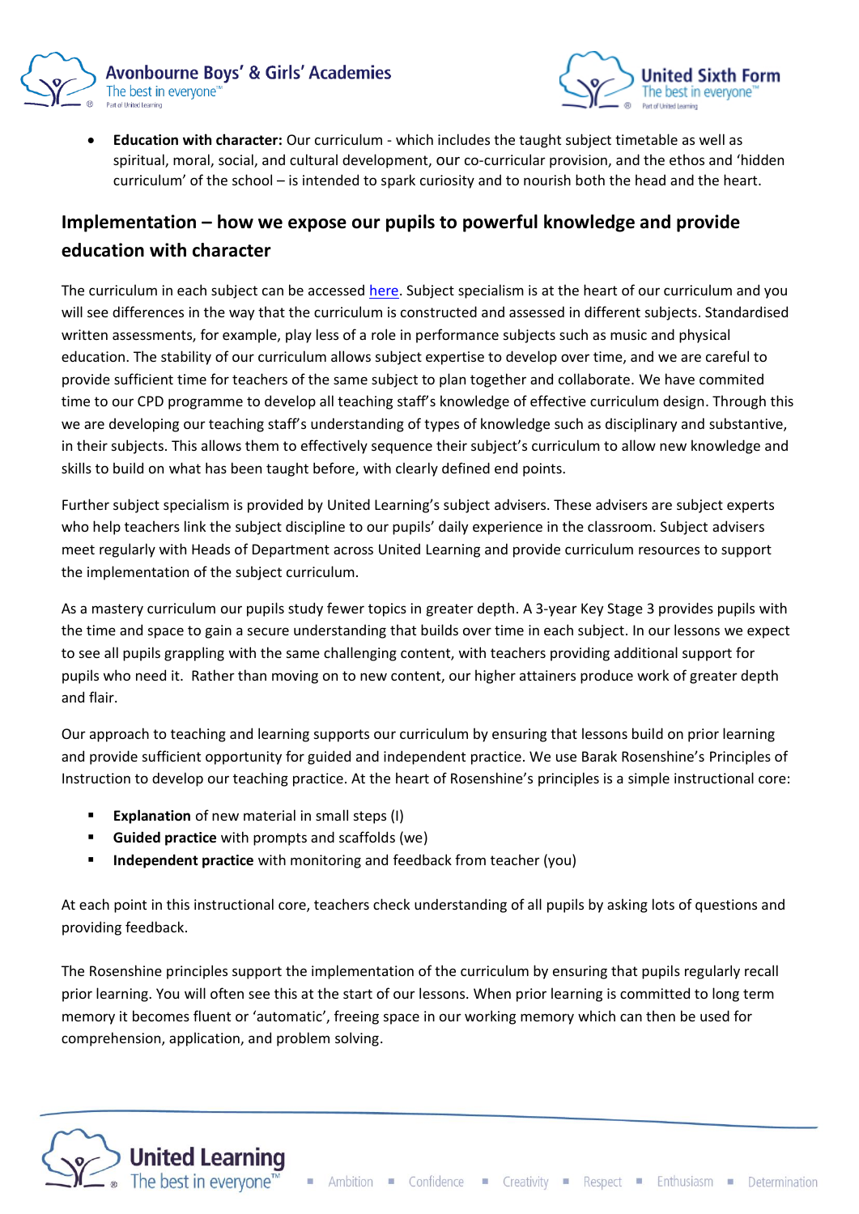- **Education with character:** Our curriculum - which includes the taught subject timetable as well as spiritual, moral, social, and cultural development, our co-curricular provision, and the ethos and 'hidden curriculum' of the school – is intended to spark curiosity and to nourish both the head and the heart.

## Implementation – how we expose our pupils to powerful knowledge and provide education with character

The curriculum in each subject can be accessed here. Subject specialism is at the heart of our curriculum and you will see differences in the way that the curriculum is constructed and assessed in different subjects. Standardised written assessments, for example, play less of a role in performance subjects such as music and physical education. The stability of our curriculum allows subject expertise to develop over time, and we are careful to provide sufficient time for teachers of the same subject to plan together and collaborate. We have commited time to our CPD programme to develop all teaching staff's knowledge of effective curriculum design. Through this we are developing our teaching staff's understanding of types of knowledge such as disciplinary and substantive, in their subjects. This allows them to effectively sequence their subject's curriculum to allow new knowledge and skills to build on what has been taught before, with clearly defined end points.

Further subject specialism is provided by United Learning's subject advisers. These advisers are subject experts who help teachers link the subject discipline to our pupils' daily experience in the classroom. Subject advisers meet regularly with Heads of Department across United Learning and provide curriculum resources to support the implementation of the subject curriculum.

As a mastery curriculum our pupils study fewer topics in greater depth. A 3-year Key Stage 3 provides pupils with the time and space to gain a secure understanding that builds over time in each subject. In our lessons we expect to see all pupils grappling with the same challenging content, with teachers providing additional support for pupils who need it. Rather than moving on to new content, our higher attainers produce work of greater depth and flair.

Our approach to teaching and learning supports our curriculum by ensuring that lessons build on prior learning and provide sufficient opportunity for guided and independent practice. We use Barak Rosenshine's Principles of Instruction to develop our teaching practice. At the heart of Rosenshine's principles is a simple instructional core:

- **Explanation** of new material in small steps (I)
- **Guided practice** with prompts and scaffolds (we)
- **Independent practice** with monitoring and feedback from teacher (you)

At each point in this instructional core, teachers check understanding of all pupils by asking lots of questions and providing feedback.

The Rosenshine principles support the implementation of the curriculum by ensuring that pupils regularly recall prior learning. You will often see this at the start of our lessons. When prior learning is committed to long term memory it becomes fluent or 'automatic', freeing space in our working memory which can then be used for comprehension, application, and problem solving.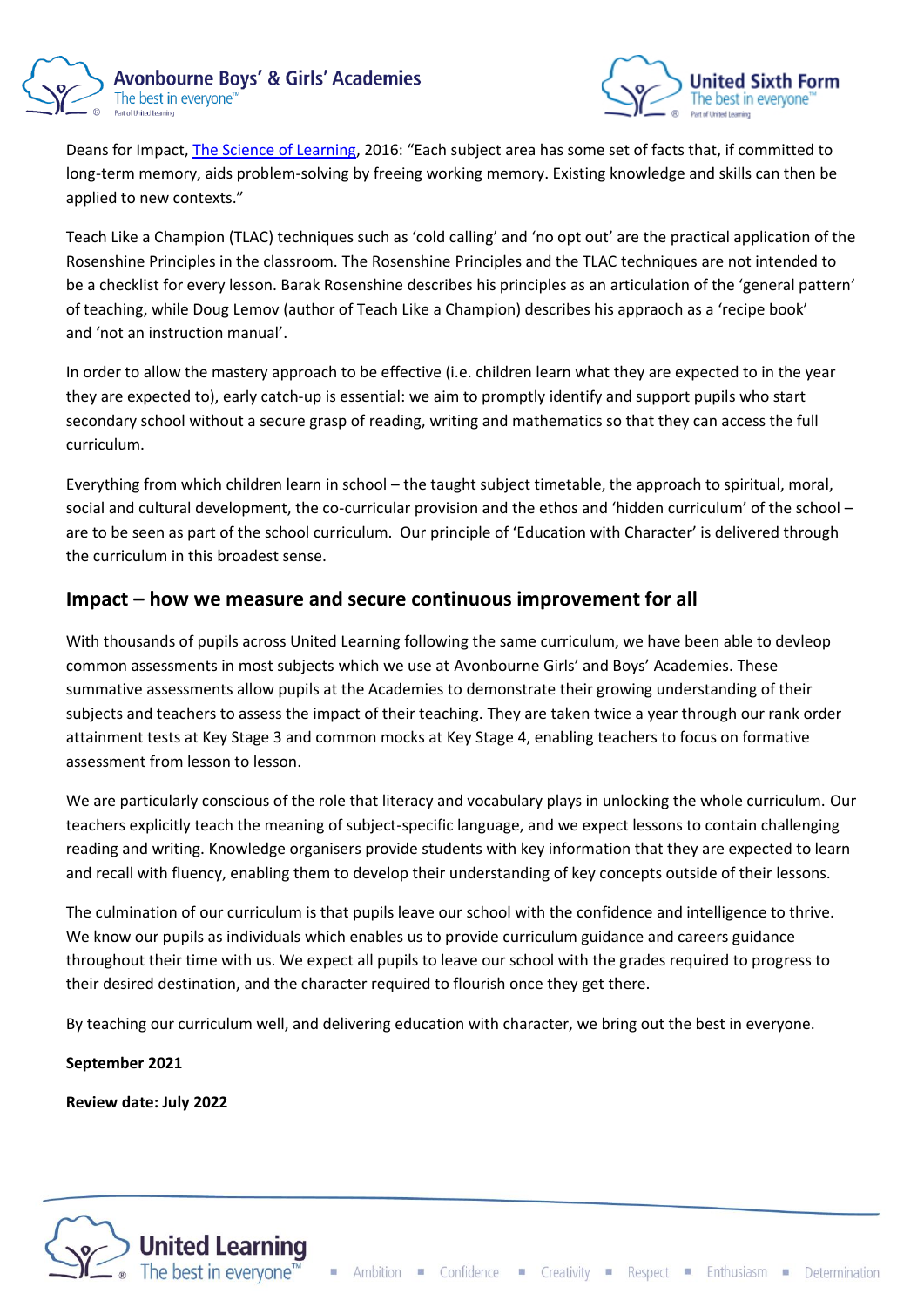Deans for Impact, [The Science of Learning](The Science of Learning), 2016: "Each subject area has some set of facts that, if committed to long-term memory, aids problem-solving by freeing working memory. Existing knowledge and skills can then be applied to new contexts."

Teach Like a Champion (TLAC) techniques such as 'cold calling' and 'no opt out' are the practical application of the Rosenshine Principles in the classroom. The Rosenshine Principles and the TLAC techniques are not intended to be a checklist for every lesson. Barak Rosenshine describes his principles as an articulation of the 'general pattern' of teaching, while Doug Lemov (author of Teach Like a Champion) describes his appraoch as a 'recipe book' and 'not an instruction manual'.

In order to allow the mastery approach to be effective (i.e. children learn what they are expected to in the year they are expected to), early catch-up is essential: we aim to promptly identify and support pupils who start secondary school without a secure grasp of reading, writing and mathematics so that they can access the full curriculum.

Everything from which children learn in school – the taught subject timetable, the approach to spiritual, moral, social and cultural development, the co-curricular provision and the ethos and 'hidden curriculum' of the school – are to be seen as part of the school curriculum. Our principle of 'Education with Character' is delivered through the curriculum in this broadest sense.

## Impact – how we measure and secure continuous improvement for all

With thousands of pupils across United Learning following the same curriculum, we have been able to devleop common assessments in most subjects which we use at Avonbourne Girls' and Boys' Academies. These summative assessments allow pupils at the Academies to demonstrate their growing understanding of their subjects and teachers to assess the impact of their teaching. They are taken twice a year through our rank order attainment tests at Key Stage 3 and common mocks at Key Stage 4, enabling teachers to focus on formative assessment from lesson to lesson.

We are particularly conscious of the role that literacy and vocabulary plays in unlocking the whole curriculum. Our teachers explicitly teach the meaning of subject-specific language, and we expect lessons to contain challenging reading and writing. Knowledge organisers provide students with key information that they are expected to learn and recall with fluency, enabling them to develop their understanding of key concepts outside of their lessons.

The culmination of our curriculum is that pupils leave our school with the confidence and intelligence to thrive. We know our pupils as individuals which enables us to provide curriculum guidance and careers guidance throughout their time with us. We expect all pupils to leave our school with the grades required to progress to their desired destination, and the character required to flourish once they get there.

By teaching our curriculum well, and delivering education with character, we bring out the best in everyone.

**September 2021**

**Review date: July 2022**